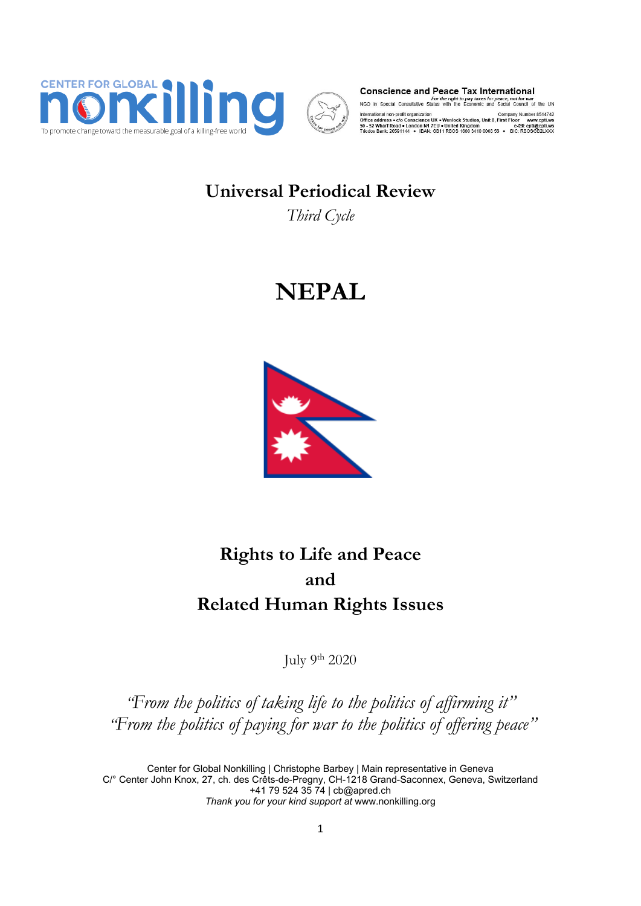CENTER FOR GLOBAL **nonkilling**

To promote change toward the measurable goal of a killing-free world

**Conscience and Peace Tax International**

*For the right to pay taxes for peace, not for war*

NGO in Special Consultative Status with the Economic and Social Council of the UN

International non-profit organization — Company Number 8514742

Office address • c/o Conscience UK • Wenlock Studios, Unit 8, First Floor — www.cpti.ws

50 - 52 Wharf Road • London N1 7EU • United Kingdom — e-mail: cpti@cpti.ws

Triodos Bank: 20591144 • IBAN: GB11 RBOS 1600 3410 0008 56 • BIC: RBOSGB2LXXX

# Universal Periodical Review

*Third Cycle*

# NEPAL

## Rights to Life and Peace and Related Human Rights Issues

July 9th 2020

*"From the politics of taking life to the politics of affirming it"*
*"From the politics of paying for war to the politics of offering peace"*

Center for Global Nonkilling | Christophe Barbey | Main representative in Geneva
C/° Center John Knox, 27, ch. des Crêts-de-Pregny, CH-1218 Grand-Saconnex, Geneva, Switzerland
+41 79 524 35 74 | cb@apred.ch
*Thank you for your kind support at* www.nonkilling.org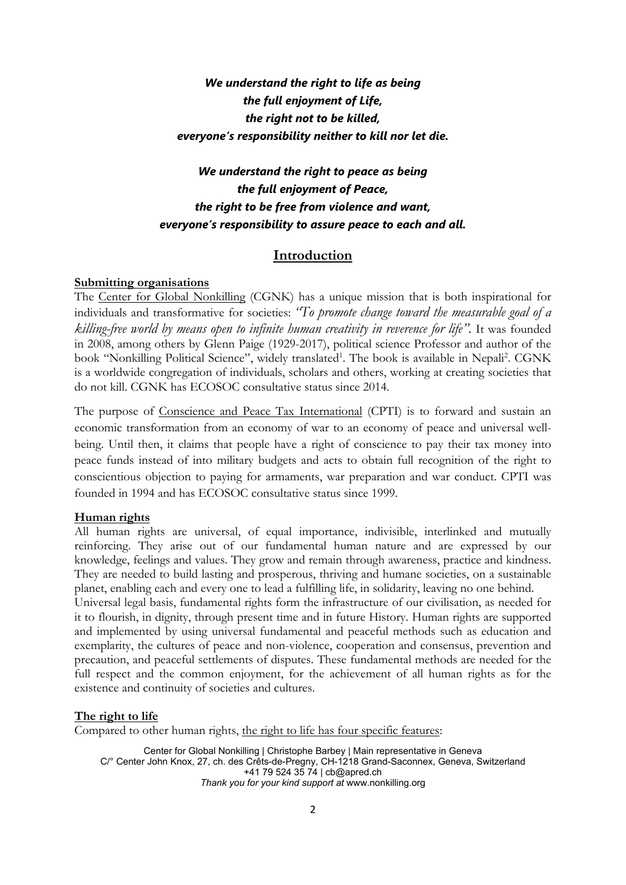*We understand the right to life as being*
*the full enjoyment of Life,*
*the right not to be killed,*
*everyone's responsibility neither to kill nor let die.*

*We understand the right to peace as being*
*the full enjoyment of Peace,*
*the right to be free from violence and want,*
*everyone's responsibility to assure peace to each and all.*

## Introduction

**Submitting organisations**

The Center for Global Nonkilling (CGNK) has a unique mission that is both inspirational for individuals and transformative for societies: *"To promote change toward the measurable goal of a killing-free world by means open to infinite human creativity in reverence for life"*. It was founded in 2008, among others by Glenn Paige (1929-2017), political science Professor and author of the book "Nonkilling Political Science", widely translated[1]. The book is available in Nepali[2]. CGNK is a worldwide congregation of individuals, scholars and others, working at creating societies that do not kill. CGNK has ECOSOC consultative status since 2014.

The purpose of Conscience and Peace Tax International (CPTI) is to forward and sustain an economic transformation from an economy of war to an economy of peace and universal well-being. Until then, it claims that people have a right of conscience to pay their tax money into peace funds instead of into military budgets and acts to obtain full recognition of the right to conscientious objection to paying for armaments, war preparation and war conduct. CPTI was founded in 1994 and has ECOSOC consultative status since 1999.

**Human rights**

All human rights are universal, of equal importance, indivisible, interlinked and mutually reinforcing. They arise out of our fundamental human nature and are expressed by our knowledge, feelings and values. They grow and remain through awareness, practice and kindness. They are needed to build lasting and prosperous, thriving and humane societies, on a sustainable planet, enabling each and every one to lead a fulfilling life, in solidarity, leaving no one behind.
Universal legal basis, fundamental rights form the infrastructure of our civilisation, as needed for it to flourish, in dignity, through present time and in future History. Human rights are supported and implemented by using universal fundamental and peaceful methods such as education and exemplarity, the cultures of peace and non-violence, cooperation and consensus, prevention and precaution, and peaceful settlements of disputes. These fundamental methods are needed for the full respect and the common enjoyment, for the achievement of all human rights as for the existence and continuity of societies and cultures.

**The right to life**

Compared to other human rights, the right to life has four specific features:

Center for Global Nonkilling | Christophe Barbey | Main representative in Geneva
C/° Center John Knox, 27, ch. des Crêts-de-Pregny, CH-1218 Grand-Saconnex, Geneva, Switzerland
+41 79 524 35 74 | cb@apred.ch
*Thank you for your kind support at* www.nonkilling.org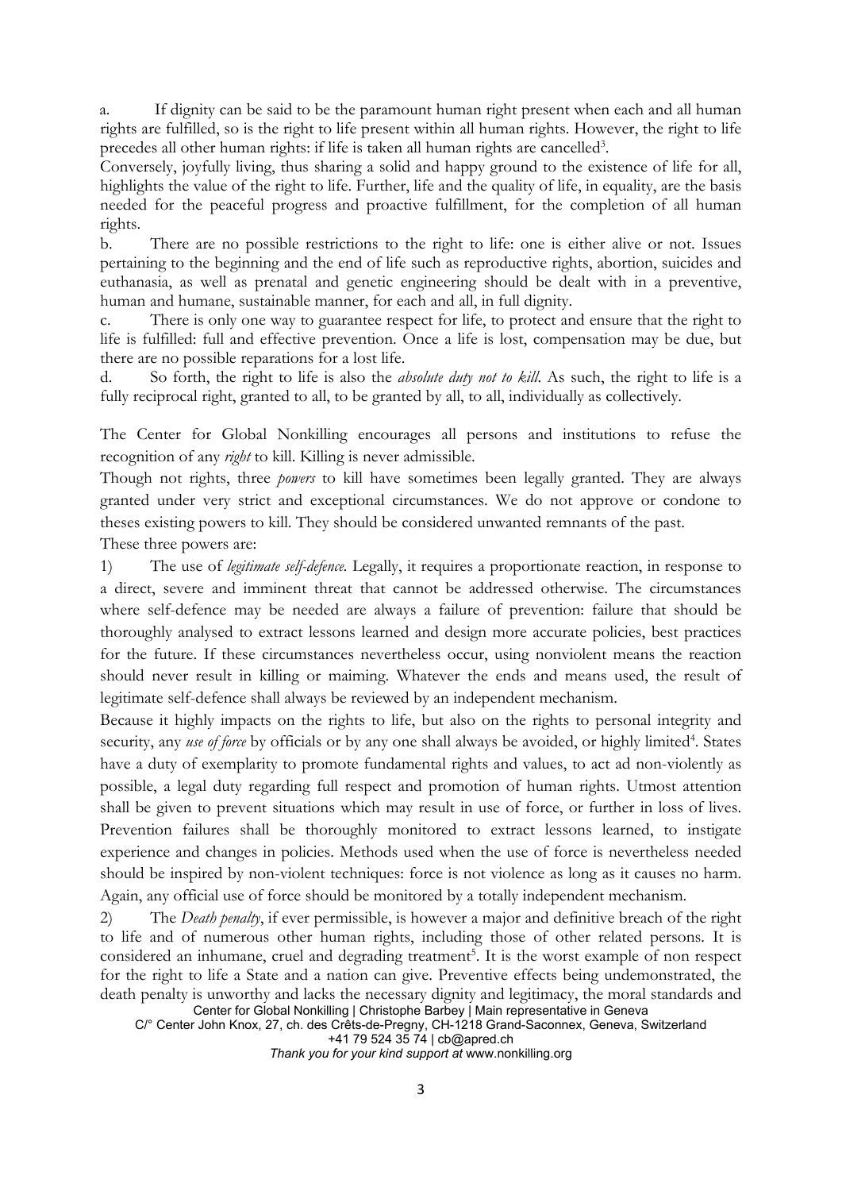a. If dignity can be said to be the paramount human right present when each and all human rights are fulfilled, so is the right to life present within all human rights. However, the right to life precedes all other human rights: if life is taken all human rights are cancelled[3].

Conversely, joyfully living, thus sharing a solid and happy ground to the existence of life for all, highlights the value of the right to life. Further, life and the quality of life, in equality, are the basis needed for the peaceful progress and proactive fulfillment, for the completion of all human rights.

b. There are no possible restrictions to the right to life: one is either alive or not. Issues pertaining to the beginning and the end of life such as reproductive rights, abortion, suicides and euthanasia, as well as prenatal and genetic engineering should be dealt with in a preventive, human and humane, sustainable manner, for each and all, in full dignity.

c. There is only one way to guarantee respect for life, to protect and ensure that the right to life is fulfilled: full and effective prevention. Once a life is lost, compensation may be due, but there are no possible reparations for a lost life.

d. So forth, the right to life is also the *absolute duty not to kill*. As such, the right to life is a fully reciprocal right, granted to all, to be granted by all, to all, individually as collectively.

The Center for Global Nonkilling encourages all persons and institutions to refuse the recognition of any *right* to kill. Killing is never admissible.

Though not rights, three *powers* to kill have sometimes been legally granted. They are always granted under very strict and exceptional circumstances. We do not approve or condone to theses existing powers to kill. They should be considered unwanted remnants of the past.

These three powers are:

1) The use of *legitimate self-defence*. Legally, it requires a proportionate reaction, in response to a direct, severe and imminent threat that cannot be addressed otherwise. The circumstances where self-defence may be needed are always a failure of prevention: failure that should be thoroughly analysed to extract lessons learned and design more accurate policies, best practices for the future. If these circumstances nevertheless occur, using nonviolent means the reaction should never result in killing or maiming. Whatever the ends and means used, the result of legitimate self-defence shall always be reviewed by an independent mechanism.

Because it highly impacts on the rights to life, but also on the rights to personal integrity and security, any *use of force* by officials or by any one shall always be avoided, or highly limited[4]. States have a duty of exemplarity to promote fundamental rights and values, to act ad non-violently as possible, a legal duty regarding full respect and promotion of human rights. Utmost attention shall be given to prevent situations which may result in use of force, or further in loss of lives. Prevention failures shall be thoroughly monitored to extract lessons learned, to instigate experience and changes in policies. Methods used when the use of force is nevertheless needed should be inspired by non-violent techniques: force is not violence as long as it causes no harm. Again, any official use of force should be monitored by a totally independent mechanism.

2) The *Death penalty*, if ever permissible, is however a major and definitive breach of the right to life and of numerous other human rights, including those of other related persons. It is considered an inhumane, cruel and degrading treatment[5]. It is the worst example of non respect for the right to life a State and a nation can give. Preventive effects being undemonstrated, the death penalty is unworthy and lacks the necessary dignity and legitimacy, the moral standards and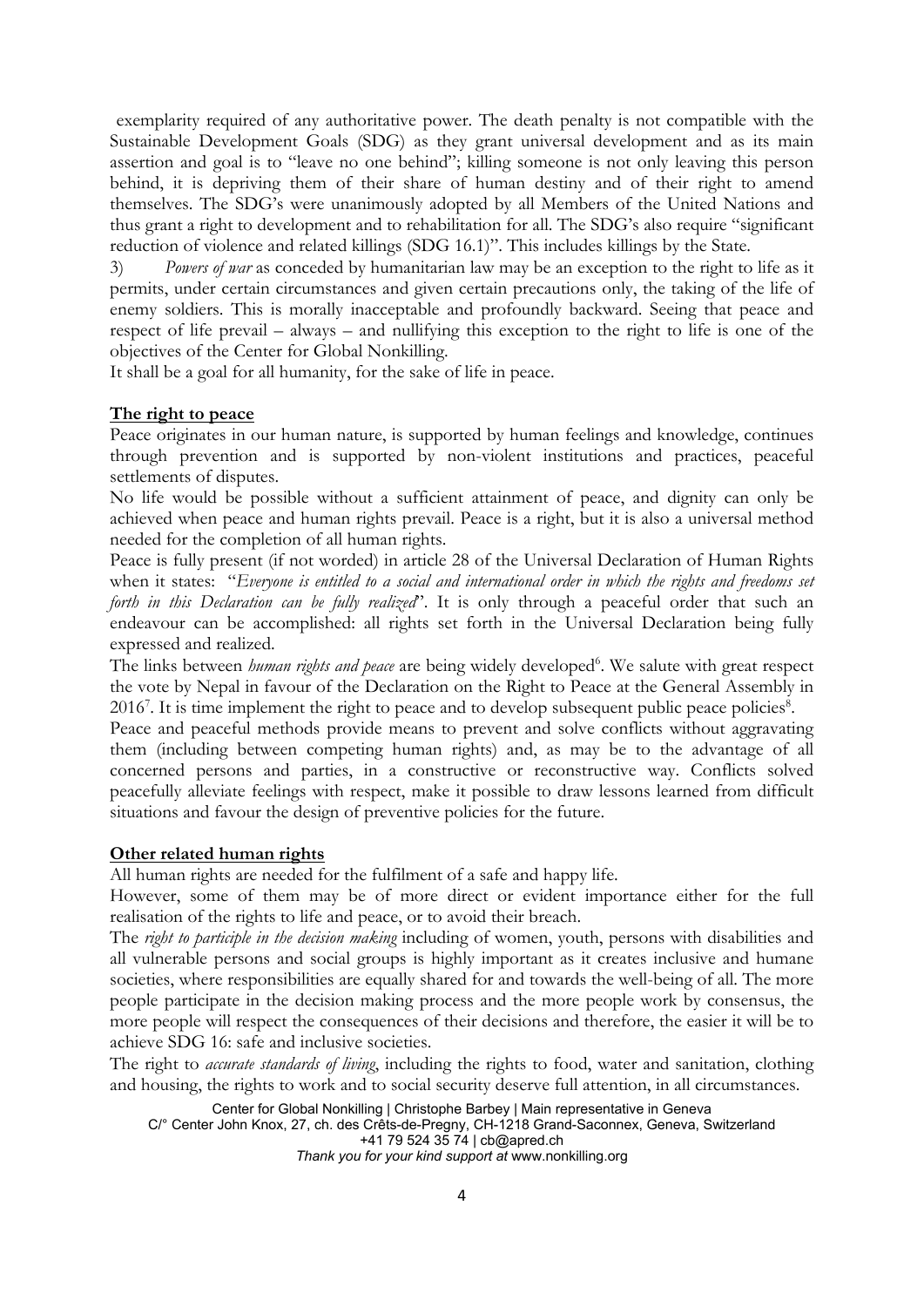exemplarity required of any authoritative power. The death penalty is not compatible with the Sustainable Development Goals (SDG) as they grant universal development and as its main assertion and goal is to "leave no one behind"; killing someone is not only leaving this person behind, it is depriving them of their share of human destiny and of their right to amend themselves. The SDG's were unanimously adopted by all Members of the United Nations and thus grant a right to development and to rehabilitation for all. The SDG's also require "significant reduction of violence and related killings (SDG 16.1)". This includes killings by the State.

3) *Powers of war* as conceded by humanitarian law may be an exception to the right to life as it permits, under certain circumstances and given certain precautions only, the taking of the life of enemy soldiers. This is morally inacceptable and profoundly backward. Seeing that peace and respect of life prevail – always – and nullifying this exception to the right to life is one of the objectives of the Center for Global Nonkilling.

It shall be a goal for all humanity, for the sake of life in peace.

## The right to peace

Peace originates in our human nature, is supported by human feelings and knowledge, continues through prevention and is supported by non-violent institutions and practices, peaceful settlements of disputes.

No life would be possible without a sufficient attainment of peace, and dignity can only be achieved when peace and human rights prevail. Peace is a right, but it is also a universal method needed for the completion of all human rights.

Peace is fully present (if not worded) in article 28 of the Universal Declaration of Human Rights when it states: "*Everyone is entitled to a social and international order in which the rights and freedoms set forth in this Declaration can be fully realized*". It is only through a peaceful order that such an endeavour can be accomplished: all rights set forth in the Universal Declaration being fully expressed and realized.

The links between *human rights and peace* are being widely developed[6]. We salute with great respect the vote by Nepal in favour of the Declaration on the Right to Peace at the General Assembly in 2016[7]. It is time implement the right to peace and to develop subsequent public peace policies[8].

Peace and peaceful methods provide means to prevent and solve conflicts without aggravating them (including between competing human rights) and, as may be to the advantage of all concerned persons and parties, in a constructive or reconstructive way. Conflicts solved peacefully alleviate feelings with respect, make it possible to draw lessons learned from difficult situations and favour the design of preventive policies for the future.

## Other related human rights

All human rights are needed for the fulfilment of a safe and happy life.

However, some of them may be of more direct or evident importance either for the full realisation of the rights to life and peace, or to avoid their breach.

The *right to participle in the decision making* including of women, youth, persons with disabilities and all vulnerable persons and social groups is highly important as it creates inclusive and humane societies, where responsibilities are equally shared for and towards the well-being of all. The more people participate in the decision making process and the more people work by consensus, the more people will respect the consequences of their decisions and therefore, the easier it will be to achieve SDG 16: safe and inclusive societies.

The right to *accurate standards of living*, including the rights to food, water and sanitation, clothing and housing, the rights to work and to social security deserve full attention, in all circumstances.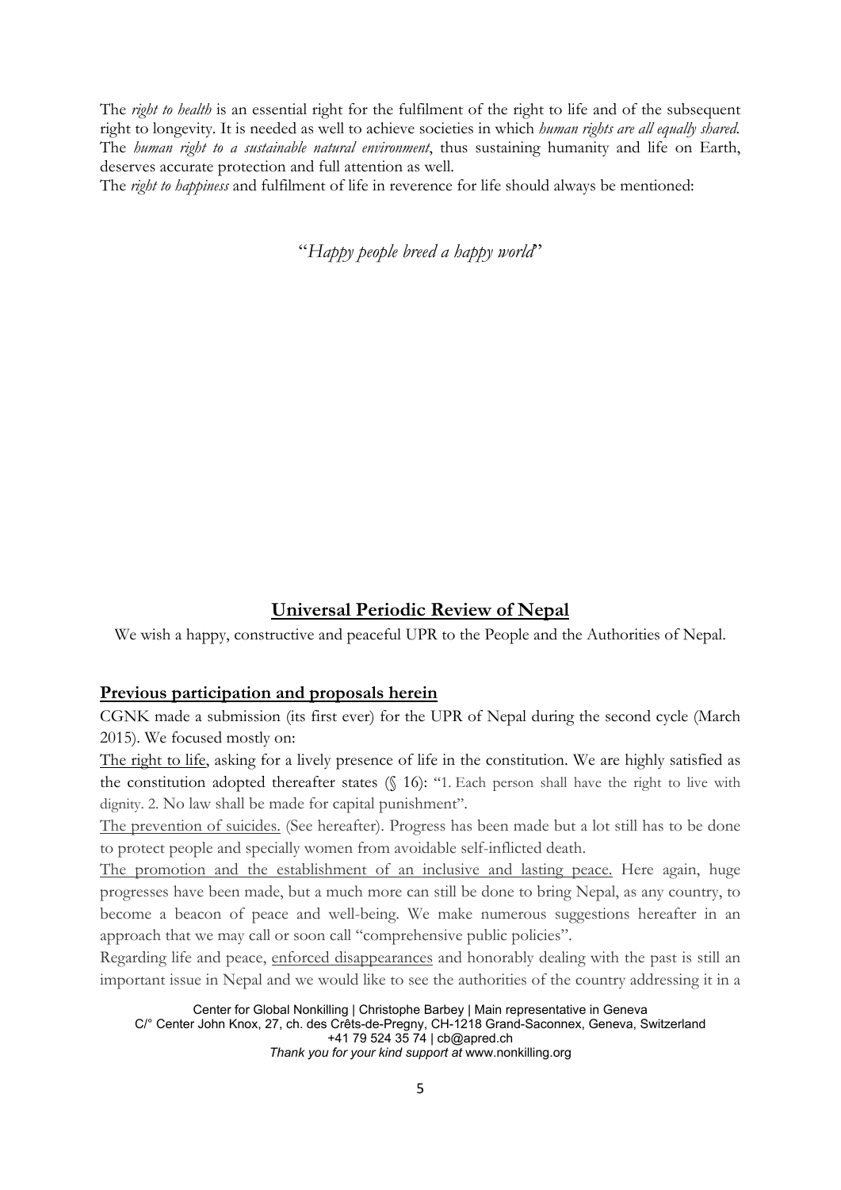The *right to health* is an essential right for the fulfilment of the right to life and of the subsequent right to longevity. It is needed as well to achieve societies in which *human rights are all equally shared*. The *human right to a sustainable natural environment*, thus sustaining humanity and life on Earth, deserves accurate protection and full attention as well.

The *right to happiness* and fulfilment of life in reverence for life should always be mentioned:

"*Happy people breed a happy world*"

## Universal Periodic Review of Nepal

We wish a happy, constructive and peaceful UPR to the People and the Authorities of Nepal.

### Previous participation and proposals herein

CGNK made a submission (its first ever) for the UPR of Nepal during the second cycle (March 2015). We focused mostly on:

The right to life, asking for a lively presence of life in the constitution. We are highly satisfied as the constitution adopted thereafter states (§ 16): "1. Each person shall have the right to live with dignity. 2. No law shall be made for capital punishment".

The prevention of suicides. (See hereafter). Progress has been made but a lot still has to be done to protect people and specially women from avoidable self-inflicted death.

The promotion and the establishment of an inclusive and lasting peace. Here again, huge progresses have been made, but a much more can still be done to bring Nepal, as any country, to become a beacon of peace and well-being. We make numerous suggestions hereafter in an approach that we may call or soon call "comprehensive public policies".

Regarding life and peace, enforced disappearances and honorably dealing with the past is still an important issue in Nepal and we would like to see the authorities of the country addressing it in a

Center for Global Nonkilling | Christophe Barbey | Main representative in Geneva
C/° Center John Knox, 27, ch. des Crêts-de-Pregny, CH-1218 Grand-Saconnex, Geneva, Switzerland
+41 79 524 35 74 | cb@apred.ch
*Thank you for your kind support at* www.nonkilling.org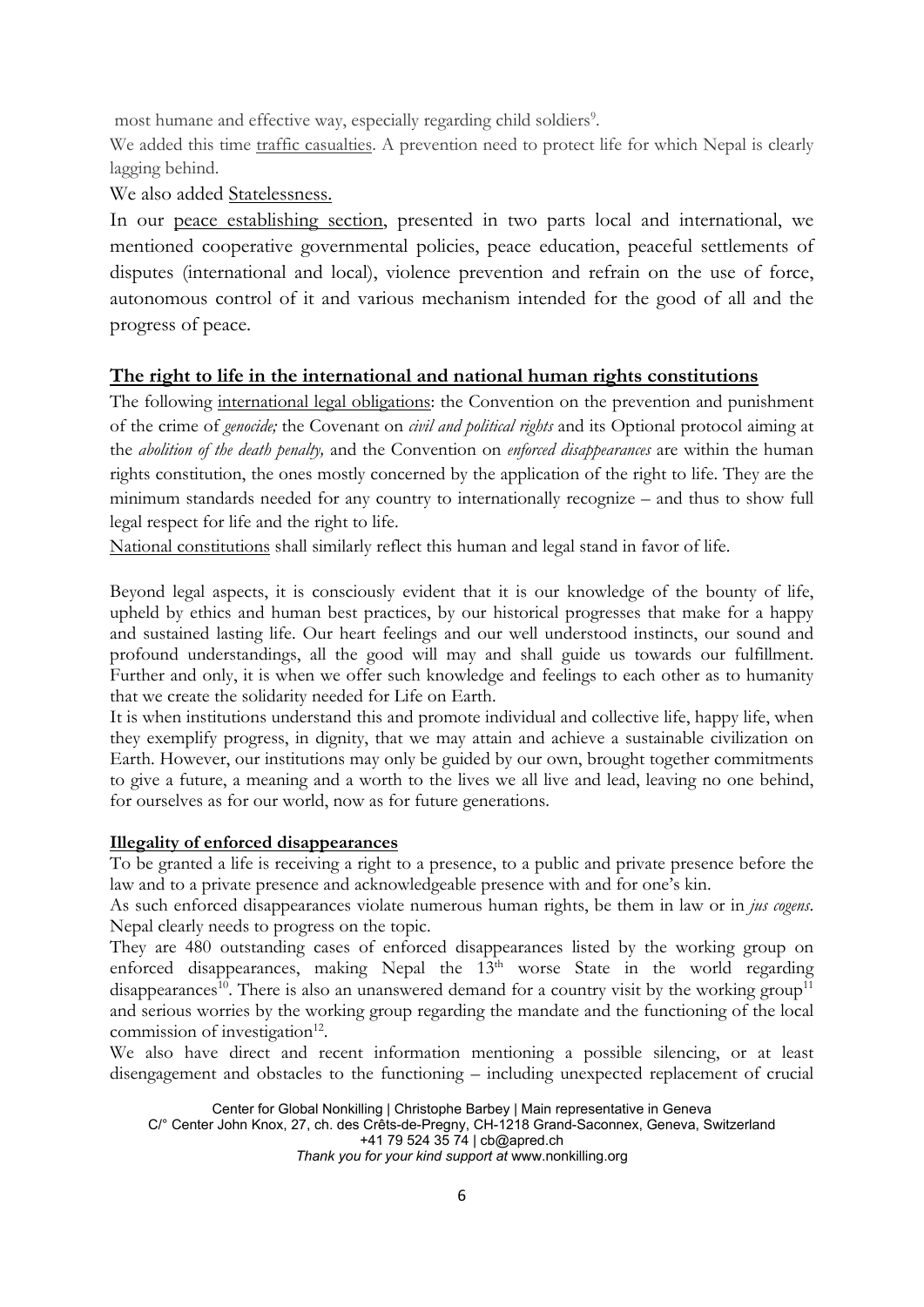most humane and effective way, especially regarding child soldiers[9].

We added this time traffic casualties. A prevention need to protect life for which Nepal is clearly lagging behind.

We also added Statelessness.

In our peace establishing section, presented in two parts local and international, we mentioned cooperative governmental policies, peace education, peaceful settlements of disputes (international and local), violence prevention and refrain on the use of force, autonomous control of it and various mechanism intended for the good of all and the progress of peace.

## The right to life in the international and national human rights constitutions

The following international legal obligations: the Convention on the prevention and punishment of the crime of *genocide;* the Covenant on *civil and political rights* and its Optional protocol aiming at the *abolition of the death penalty,* and the Convention on *enforced disappearances* are within the human rights constitution, the ones mostly concerned by the application of the right to life. They are the minimum standards needed for any country to internationally recognize – and thus to show full legal respect for life and the right to life.

National constitutions shall similarly reflect this human and legal stand in favor of life.

Beyond legal aspects, it is consciously evident that it is our knowledge of the bounty of life, upheld by ethics and human best practices, by our historical progresses that make for a happy and sustained lasting life. Our heart feelings and our well understood instincts, our sound and profound understandings, all the good will may and shall guide us towards our fulfillment. Further and only, it is when we offer such knowledge and feelings to each other as to humanity that we create the solidarity needed for Life on Earth.

It is when institutions understand this and promote individual and collective life, happy life, when they exemplify progress, in dignity, that we may attain and achieve a sustainable civilization on Earth. However, our institutions may only be guided by our own, brought together commitments to give a future, a meaning and a worth to the lives we all live and lead, leaving no one behind, for ourselves as for our world, now as for future generations.

### Illegality of enforced disappearances

To be granted a life is receiving a right to a presence, to a public and private presence before the law and to a private presence and acknowledgeable presence with and for one's kin.

As such enforced disappearances violate numerous human rights, be them in law or in *jus cogens*. Nepal clearly needs to progress on the topic.

They are 480 outstanding cases of enforced disappearances listed by the working group on enforced disappearances, making Nepal the 13th worse State in the world regarding disappearances[10]. There is also an unanswered demand for a country visit by the working group[11] and serious worries by the working group regarding the mandate and the functioning of the local commission of investigation[12].

We also have direct and recent information mentioning a possible silencing, or at least disengagement and obstacles to the functioning – including unexpected replacement of crucial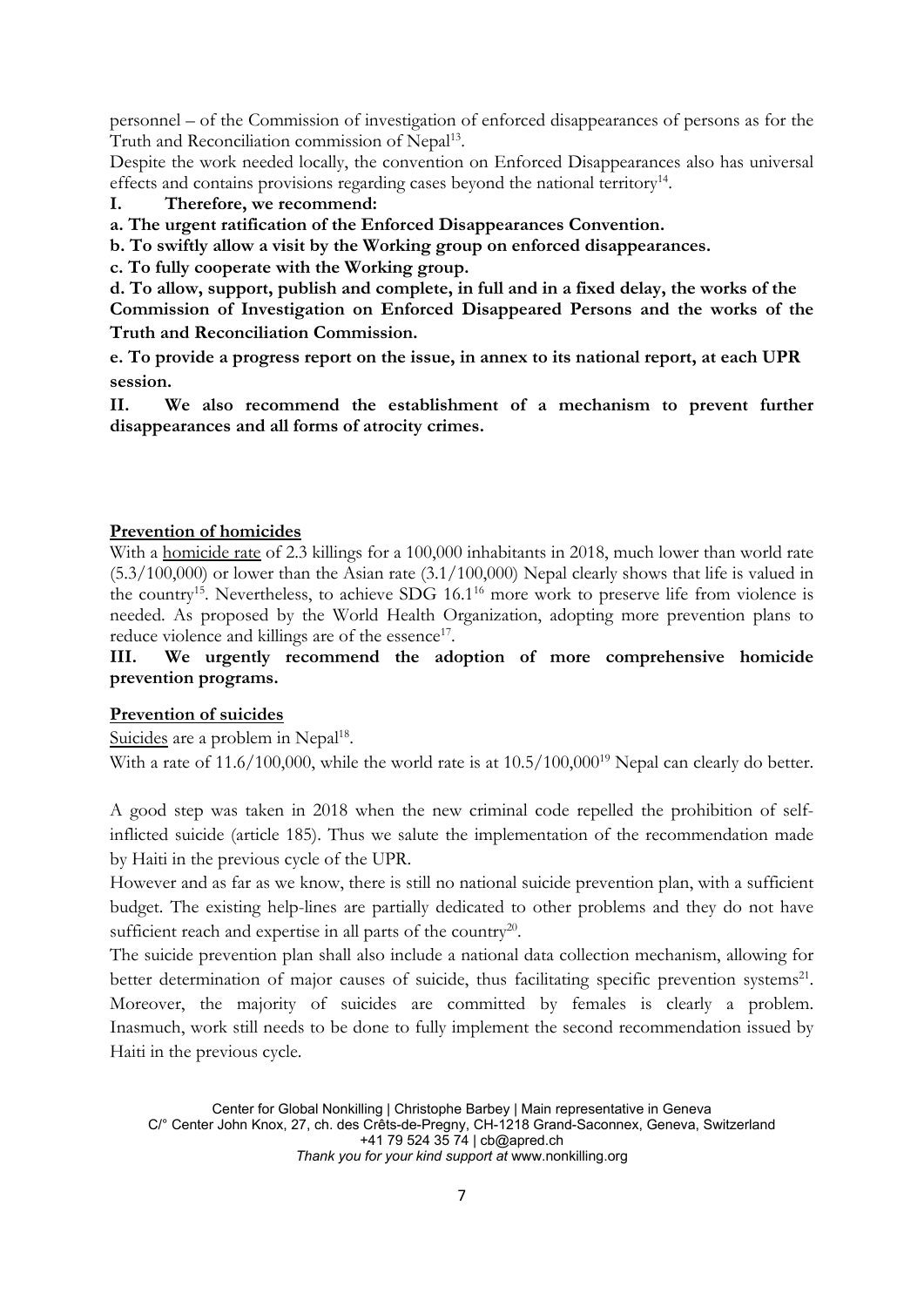personnel – of the Commission of investigation of enforced disappearances of persons as for the Truth and Reconciliation commission of Nepal[13].

Despite the work needed locally, the convention on Enforced Disappearances also has universal effects and contains provisions regarding cases beyond the national territory[14].

**I. Therefore, we recommend:**

**a. The urgent ratification of the Enforced Disappearances Convention.**

**b. To swiftly allow a visit by the Working group on enforced disappearances.**

**c. To fully cooperate with the Working group.**

**d. To allow, support, publish and complete, in full and in a fixed delay, the works of the Commission of Investigation on Enforced Disappeared Persons and the works of the Truth and Reconciliation Commission.**

**e. To provide a progress report on the issue, in annex to its national report, at each UPR session.**

**II. We also recommend the establishment of a mechanism to prevent further disappearances and all forms of atrocity crimes.**

## Prevention of homicides

With a homicide rate of 2.3 killings for a 100,000 inhabitants in 2018, much lower than world rate (5.3/100,000) or lower than the Asian rate (3.1/100,000) Nepal clearly shows that life is valued in the country[15]. Nevertheless, to achieve SDG 16.1[16] more work to preserve life from violence is needed. As proposed by the World Health Organization, adopting more prevention plans to reduce violence and killings are of the essence[17].

**III. We urgently recommend the adoption of more comprehensive homicide prevention programs.**

## Prevention of suicides

Suicides are a problem in Nepal[18].

With a rate of 11.6/100,000, while the world rate is at 10.5/100,000[19] Nepal can clearly do better.

A good step was taken in 2018 when the new criminal code repelled the prohibition of self-inflicted suicide (article 185). Thus we salute the implementation of the recommendation made by Haiti in the previous cycle of the UPR.

However and as far as we know, there is still no national suicide prevention plan, with a sufficient budget. The existing help-lines are partially dedicated to other problems and they do not have sufficient reach and expertise in all parts of the country[20].

The suicide prevention plan shall also include a national data collection mechanism, allowing for better determination of major causes of suicide, thus facilitating specific prevention systems[21]. Moreover, the majority of suicides are committed by females is clearly a problem. Inasmuch, work still needs to be done to fully implement the second recommendation issued by Haiti in the previous cycle.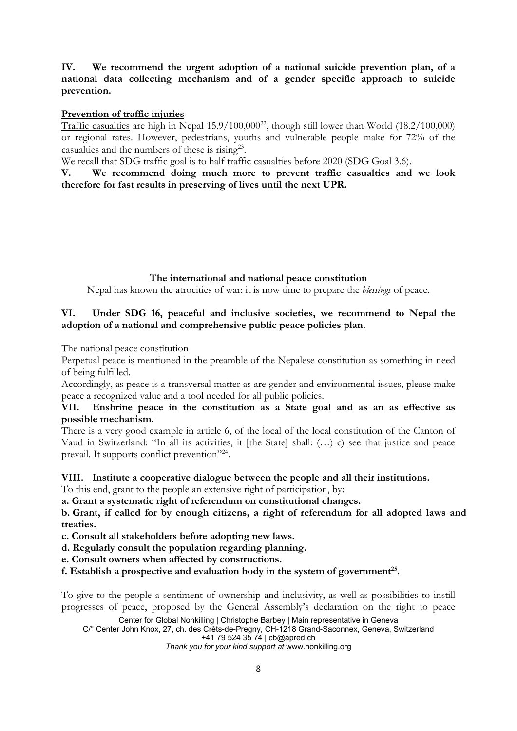**IV. We recommend the urgent adoption of a national suicide prevention plan, of a national data collecting mechanism and of a gender specific approach to suicide prevention.**

**Prevention of traffic injuries**

Traffic casualties are high in Nepal 15.9/100,000[22], though still lower than World (18.2/100,000) or regional rates. However, pedestrians, youths and vulnerable people make for 72% of the casualties and the numbers of these is rising[23].

We recall that SDG traffic goal is to half traffic casualties before 2020 (SDG Goal 3.6).

**V. We recommend doing much more to prevent traffic casualties and we look therefore for fast results in preserving of lives until the next UPR.**

## The international and national peace constitution

Nepal has known the atrocities of war: it is now time to prepare the *blessings* of peace.

**VI. Under SDG 16, peaceful and inclusive societies, we recommend to Nepal the adoption of a national and comprehensive public peace policies plan.**

The national peace constitution

Perpetual peace is mentioned in the preamble of the Nepalese constitution as something in need of being fulfilled.

Accordingly, as peace is a transversal matter as are gender and environmental issues, please make peace a recognized value and a tool needed for all public policies.

**VII. Enshrine peace in the constitution as a State goal and as an as effective as possible mechanism.**

There is a very good example in article 6, of the local of the local constitution of the Canton of Vaud in Switzerland: "In all its activities, it [the State] shall: (…) c) see that justice and peace prevail. It supports conflict prevention"[24].

**VIII. Institute a cooperative dialogue between the people and all their institutions.**

To this end, grant to the people an extensive right of participation, by:

**a. Grant a systematic right of referendum on constitutional changes.**

**b. Grant, if called for by enough citizens, a right of referendum for all adopted laws and treaties.**

**c. Consult all stakeholders before adopting new laws.**

**d. Regularly consult the population regarding planning.**

**e. Consult owners when affected by constructions.**

**f. Establish a prospective and evaluation body in the system of government[25].**

To give to the people a sentiment of ownership and inclusivity, as well as possibilities to instill progresses of peace, proposed by the General Assembly's declaration on the right to peace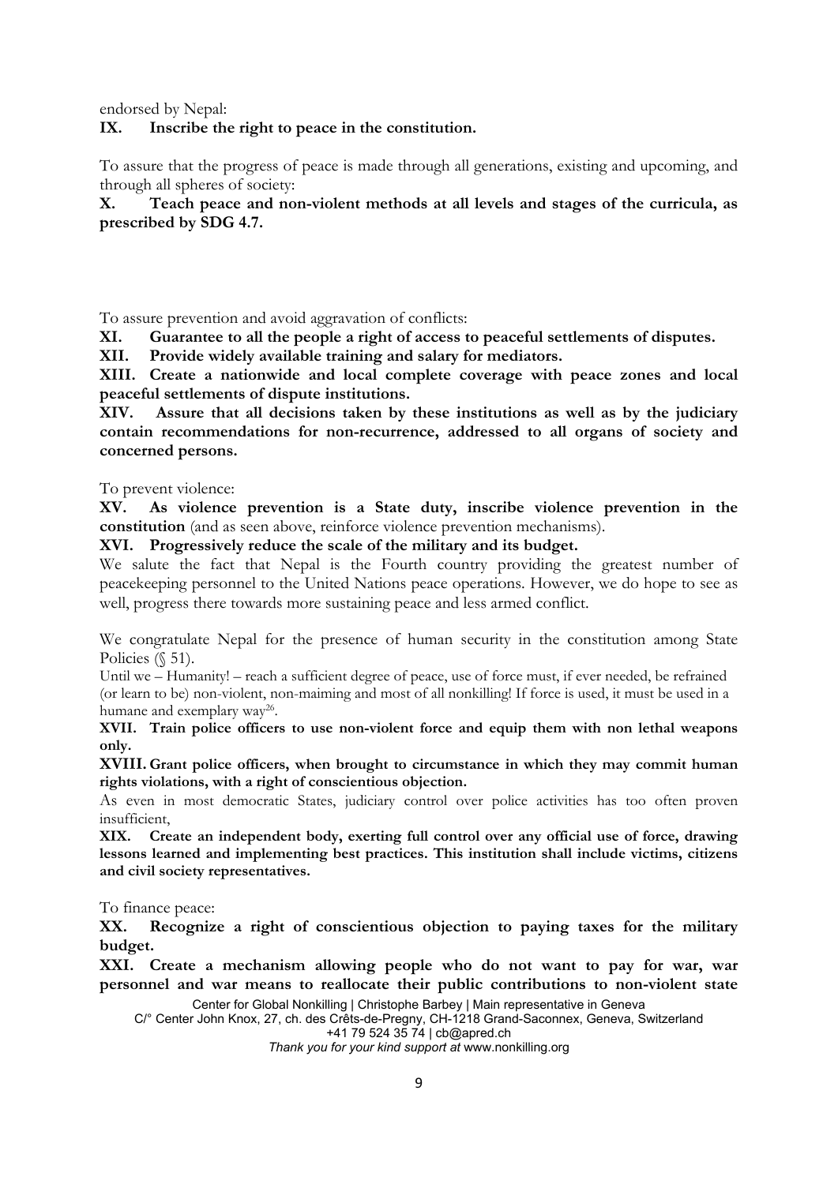endorsed by Nepal:

**IX. Inscribe the right to peace in the constitution.**

To assure that the progress of peace is made through all generations, existing and upcoming, and through all spheres of society:

**X. Teach peace and non-violent methods at all levels and stages of the curricula, as prescribed by SDG 4.7.**

To assure prevention and avoid aggravation of conflicts:

**XI. Guarantee to all the people a right of access to peaceful settlements of disputes.**

**XII. Provide widely available training and salary for mediators.**

**XIII. Create a nationwide and local complete coverage with peace zones and local peaceful settlements of dispute institutions.**

**XIV. Assure that all decisions taken by these institutions as well as by the judiciary contain recommendations for non-recurrence, addressed to all organs of society and concerned persons.**

To prevent violence:

**XV. As violence prevention is a State duty, inscribe violence prevention in the constitution** (and as seen above, reinforce violence prevention mechanisms).

**XVI. Progressively reduce the scale of the military and its budget.**

We salute the fact that Nepal is the Fourth country providing the greatest number of peacekeeping personnel to the United Nations peace operations. However, we do hope to see as well, progress there towards more sustaining peace and less armed conflict.

We congratulate Nepal for the presence of human security in the constitution among State Policies (§ 51).

Until we – Humanity! – reach a sufficient degree of peace, use of force must, if ever needed, be refrained (or learn to be) non-violent, non-maiming and most of all nonkilling! If force is used, it must be used in a humane and exemplary way[26].

**XVII. Train police officers to use non-violent force and equip them with non lethal weapons only.**

**XVIII. Grant police officers, when brought to circumstance in which they may commit human rights violations, with a right of conscientious objection.**

As even in most democratic States, judiciary control over police activities has too often proven insufficient,

**XIX. Create an independent body, exerting full control over any official use of force, drawing lessons learned and implementing best practices. This institution shall include victims, citizens and civil society representatives.**

To finance peace:

**XX. Recognize a right of conscientious objection to paying taxes for the military budget.**

**XXI. Create a mechanism allowing people who do not want to pay for war, war personnel and war means to reallocate their public contributions to non-violent state**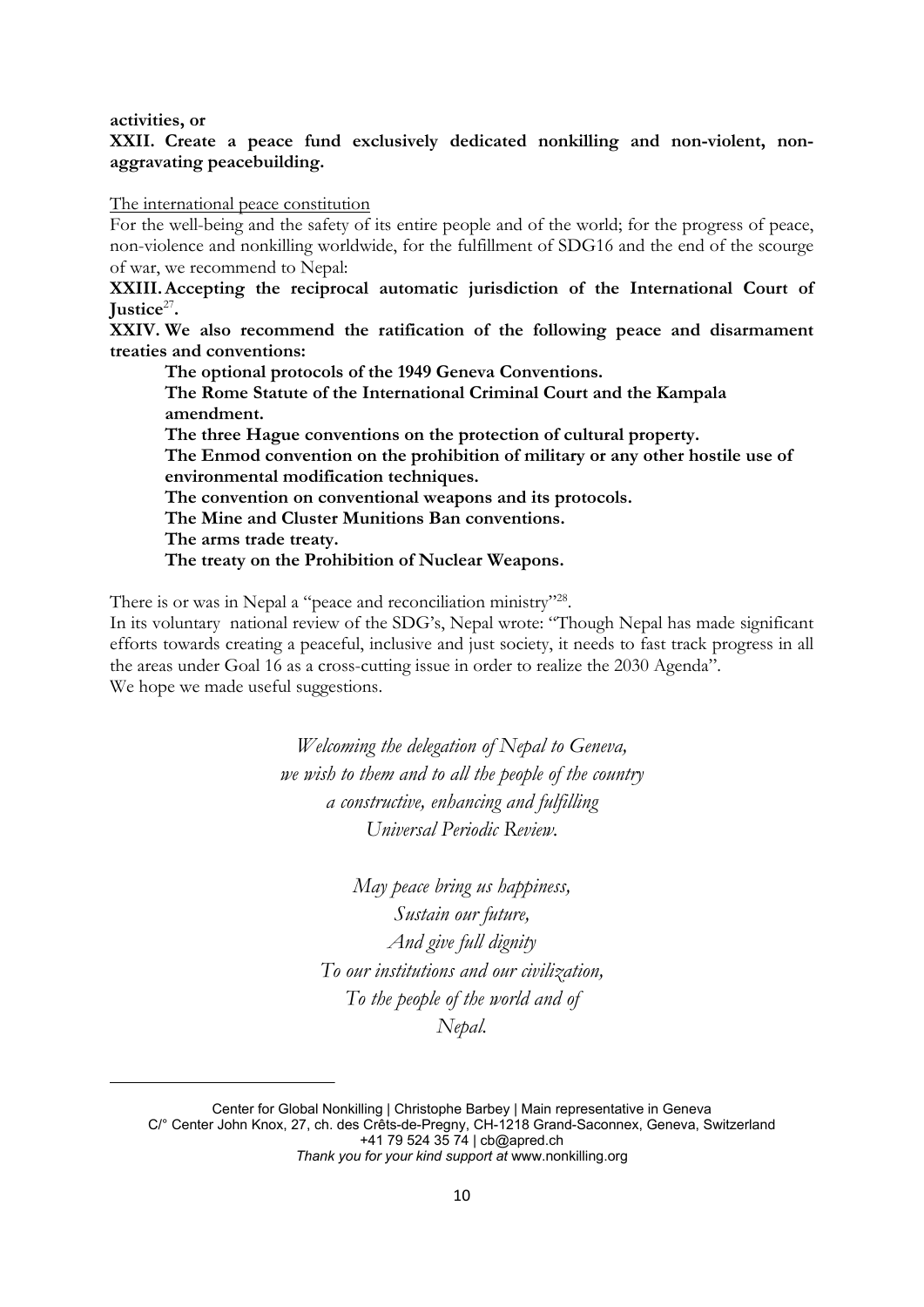**activities, or**

**XXII. Create a peace fund exclusively dedicated nonkilling and non-violent, non-aggravating peacebuilding.**

The international peace constitution

For the well-being and the safety of its entire people and of the world; for the progress of peace, non-violence and nonkilling worldwide, for the fulfillment of SDG16 and the end of the scourge of war, we recommend to Nepal:

**XXIII. Accepting the reciprocal automatic jurisdiction of the International Court of Justice[27].**

**XXIV. We also recommend the ratification of the following peace and disarmament treaties and conventions:**

**The optional protocols of the 1949 Geneva Conventions.**
**The Rome Statute of the International Criminal Court and the Kampala amendment.**
**The three Hague conventions on the protection of cultural property.**
**The Enmod convention on the prohibition of military or any other hostile use of environmental modification techniques.**
**The convention on conventional weapons and its protocols.**
**The Mine and Cluster Munitions Ban conventions.**
**The arms trade treaty.**
**The treaty on the Prohibition of Nuclear Weapons.**

There is or was in Nepal a "peace and reconciliation ministry"[28].

In its voluntary national review of the SDG's, Nepal wrote: "Though Nepal has made significant efforts towards creating a peaceful, inclusive and just society, it needs to fast track progress in all the areas under Goal 16 as a cross-cutting issue in order to realize the 2030 Agenda".

We hope we made useful suggestions.

*Welcoming the delegation of Nepal to Geneva,*
*we wish to them and to all the people of the country*
*a constructive, enhancing and fulfilling*
*Universal Periodic Review.*

*May peace bring us happiness,*
*Sustain our future,*
*And give full dignity*
*To our institutions and our civilization,*
*To the people of the world and of*
*Nepal.*

Center for Global Nonkilling | Christophe Barbey | Main representative in Geneva
C/° Center John Knox, 27, ch. des Crêts-de-Pregny, CH-1218 Grand-Saconnex, Geneva, Switzerland
+41 79 524 35 74 | cb@apred.ch
*Thank you for your kind support at* www.nonkilling.org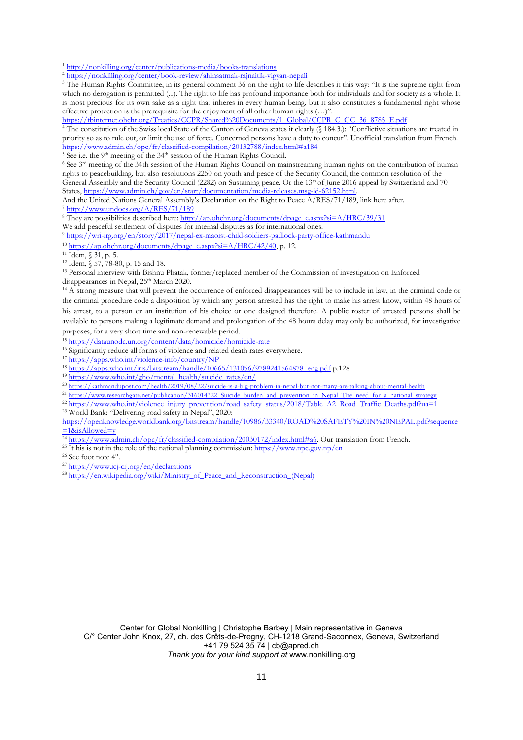[1] http://nonkilling.org/center/publications-media/books-translations

[2] https://nonkilling.org/center/book-review/ahinsatmak-rajnaitik-vigyan-nepali

[3] The Human Rights Committee, in its general comment 36 on the right to life describes it this way: "It is the supreme right from which no derogation is permitted (...). The right to life has profound importance both for individuals and for society as a whole. It is most precious for its own sake as a right that inheres in every human being, but it also constitutes a fundamental right whose effective protection is the prerequisite for the enjoyment of all other human rights (…)". https://tbinternet.ohchr.org/Treaties/CCPR/Shared%20Documents/1_Global/CCPR_C_GC_36_8785_E.pdf

[4] The constitution of the Swiss local State of the Canton of Geneva states it clearly (§ 184.3.): "Conflictive situations are treated in priority so as to rule out, or limit the use of force. Concerned persons have a duty to concur". Unofficial translation from French. https://www.admin.ch/opc/fr/classified-compilation/20132788/index.html#a184

[5] See i.e. the 9th meeting of the 34th session of the Human Rights Council.

[6] See 3rd meeting of the 34th session of the Human Rights Council on mainstreaming human rights on the contribution of human rights to peacebuilding, but also resolutions 2250 on youth and peace of the Security Council, the common resolution of the General Assembly and the Security Council (2282) on Sustaining peace. Or the 13th of June 2016 appeal by Switzerland and 70 States, https://www.admin.ch/gov/en/start/documentation/media-releases.msg-id-62152.html.

And the United Nations General Assembly's Declaration on the Right to Peace A/RES/71/189, link here after.

[7] http://www.undocs.org/A/RES/71/189

[8] They are possibilities described here: http://ap.ohchr.org/documents/dpage_e.aspx?si=A/HRC/39/31

We add peaceful settlement of disputes for internal disputes as for international ones.

[9] https://wri-irg.org/en/story/2017/nepal-ex-maoist-child-soldiers-padlock-party-office-kathmandu

[10] https://ap.ohchr.org/documents/dpage_e.aspx?si=A/HRC/42/40, p. 12.

[11] Idem, § 31, p. 5.

[12] Idem, § 57, 78-80, p. 15 and 18.

[13] Personal interview with Bishnu Phatak, former/replaced member of the Commission of investigation on Enforced disappearances in Nepal, 25th March 2020.

[14] A strong measure that will prevent the occurrence of enforced disappearances will be to include in law, in the criminal code or the criminal procedure code a disposition by which any person arrested has the right to make his arrest know, within 48 hours of his arrest, to a person or an institution of his choice or one designed therefore. A public roster of arrested persons shall be available to persons making a legitimate demand and prolongation of the 48 hours delay may only be authorized, for investigative purposes, for a very short time and non-renewable period.

[15] https://dataunodc.un.org/content/data/homicide/homicide-rate

[16] Significantly reduce all forms of violence and related death rates everywhere.

[17] https://apps.who.int/violence-info/country/NP

[18] https://apps.who.int/iris/bitstream/handle/10665/131056/9789241564878_eng.pdf p.128

[19] https://www.who.int/gho/mental_health/suicide_rates/en/

[20] https://kathmandupost.com/health/2019/08/22/suicide-is-a-big-problem-in-nepal-but-not-many-are-talking-about-mental-health

[21] https://www.researchgate.net/publication/316014722_Suicide_burden_and_prevention_in_Nepal_The_need_for_a_national_strategy

[22] https://www.who.int/violence_injury_prevention/road_safety_status/2018/Table_A2_Road_Traffic_Deaths.pdf?ua=1

[23] World Bank: "Delivering road safety in Nepal", 2020: https://openknowledge.worldbank.org/bitstream/handle/10986/33340/ROAD%20SAFETY%20IN%20NEPAL.pdf?sequence=1&isAllowed=y

[24] https://www.admin.ch/opc/fr/classified-compilation/20030172/index.html#a6. Our translation from French.

[25] It his is not in the role of the national planning commission: https://www.npc.gov.np/en

[26] See foot note 4°.

[27] https://www.icj-cij.org/en/declarations

[28] https://en.wikipedia.org/wiki/Ministry_of_Peace_and_Reconstruction_(Nepal)

Center for Global Nonkilling | Christophe Barbey | Main representative in Geneva
C/° Center John Knox, 27, ch. des Crêts-de-Pregny, CH-1218 Grand-Saconnex, Geneva, Switzerland
+41 79 524 35 74 | cb@apred.ch
*Thank you for your kind support at* www.nonkilling.org